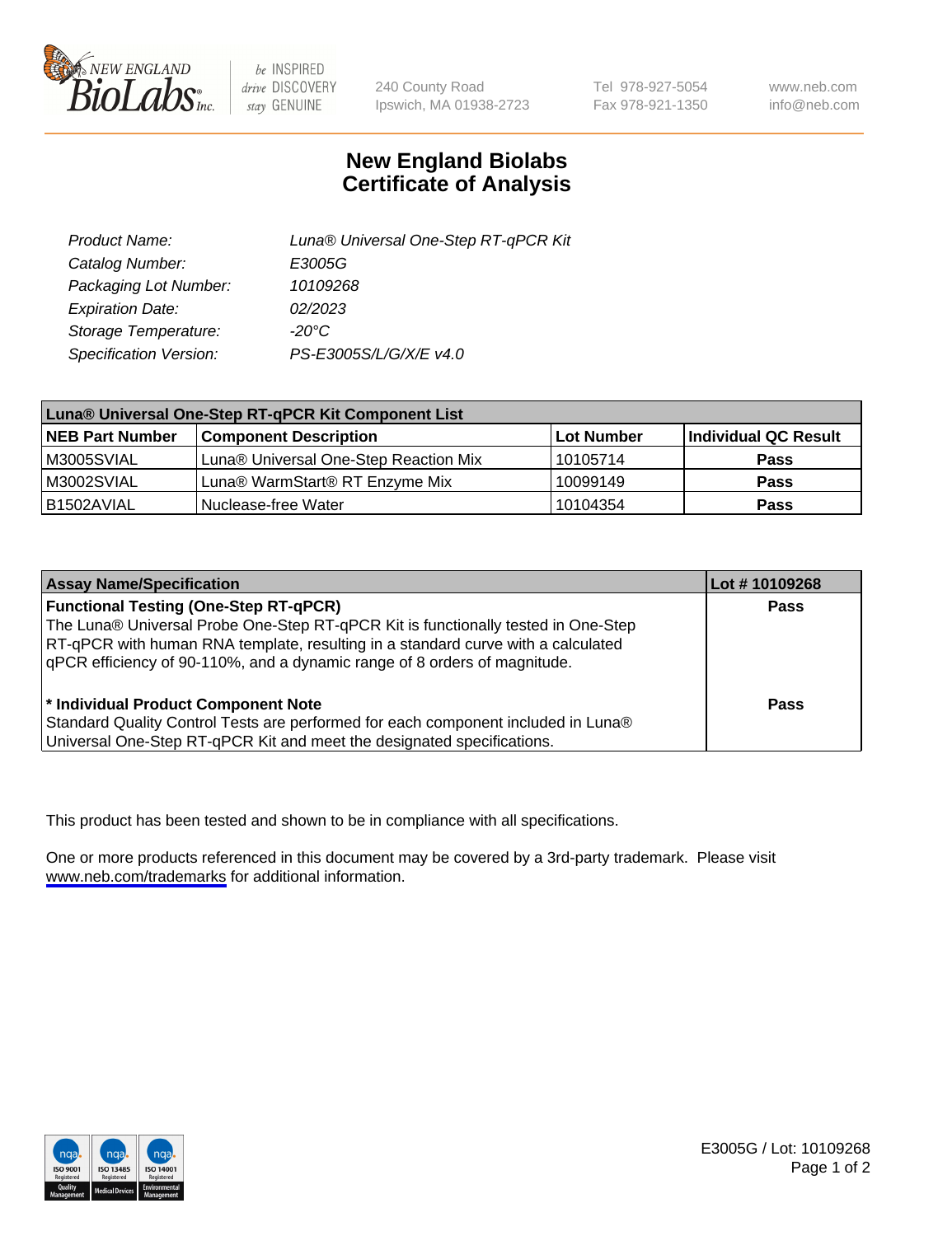# New England Biolabs
# Certificate of Analysis

| | |
|---|---|
| *Product Name:* | *Luna® Universal One-Step RT-qPCR Kit* |
| *Catalog Number:* | *E3005G* |
| *Packaging Lot Number:* | *10109268* |
| *Expiration Date:* | *02/2023* |
| *Storage Temperature:* | *-20°C* |
| *Specification Version:* | *PS-E3005S/L/G/X/E v4.0* |

| Luna® Universal One-Step RT-qPCR Kit Component List | | | |
|---|---|---|---|
| **NEB Part Number** | **Component Description** | **Lot Number** | **Individual QC Result** |
| M3005SVIAL | Luna® Universal One-Step Reaction Mix | 10105714 | **Pass** |
| M3002SVIAL | Luna® WarmStart® RT Enzyme Mix | 10099149 | **Pass** |
| B1502AVIAL | Nuclease-free Water | 10104354 | **Pass** |

| Assay Name/Specification | Lot # 10109268 |
|---|---|
| **Functional Testing (One-Step RT-qPCR)**<br>The Luna® Universal Probe One-Step RT-qPCR Kit is functionally tested in One-Step RT-qPCR with human RNA template, resulting in a standard curve with a calculated qPCR efficiency of 90-110%, and a dynamic range of 8 orders of magnitude. | **Pass** |
| **\* Individual Product Component Note**<br>Standard Quality Control Tests are performed for each component included in Luna® Universal One-Step RT-qPCR Kit and meet the designated specifications. | **Pass** |

This product has been tested and shown to be in compliance with all specifications.

One or more products referenced in this document may be covered by a 3rd-party trademark. Please visit www.neb.com/trademarks for additional information.

E3005G / Lot: 10109268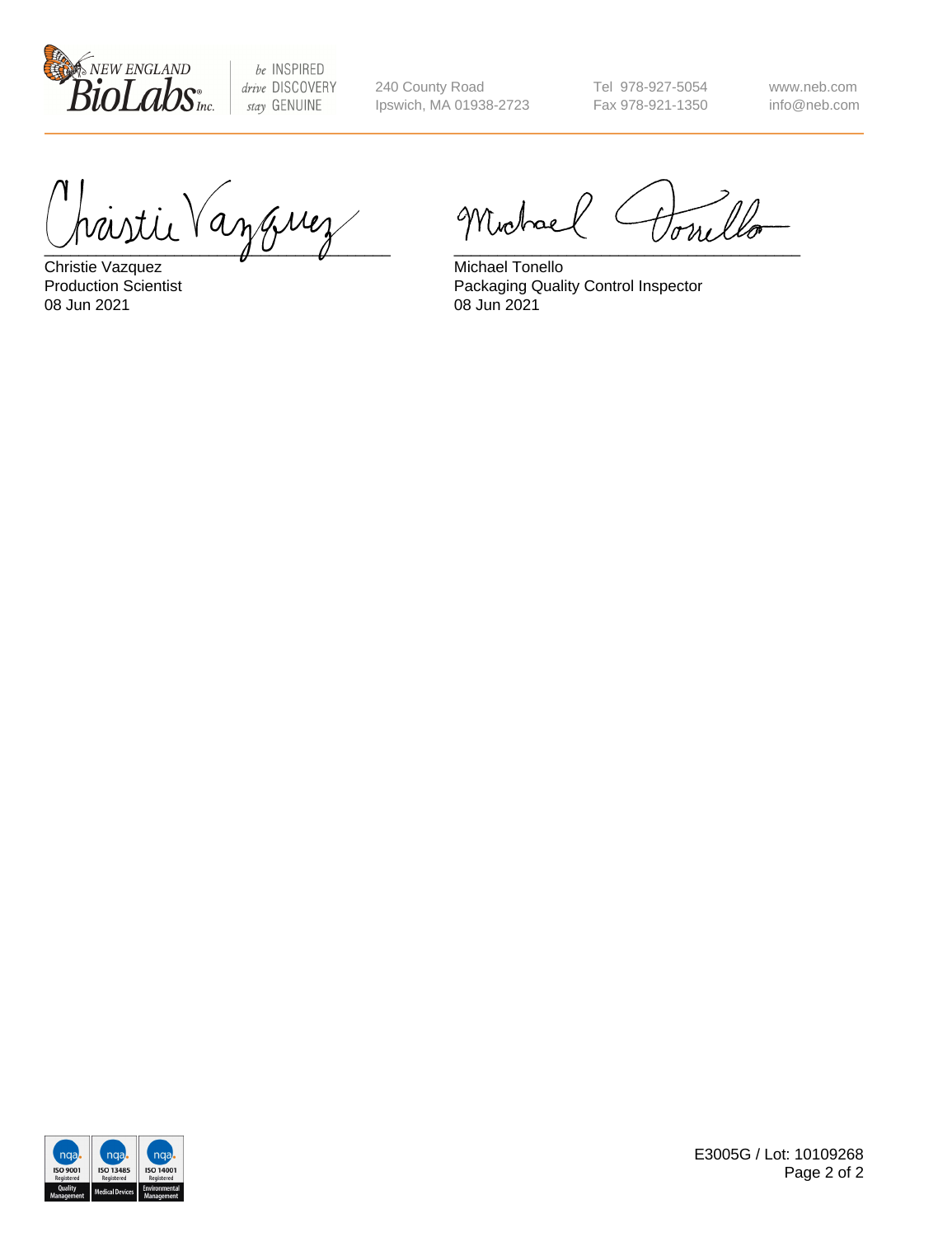240 County Road
Ipswich, MA 01938-2723

Tel 978-927-5054
Fax 978-921-1350

www.neb.com
info@neb.com

Christie Vazquez
Production Scientist
08 Jun 2021

Michael Tonello
Packaging Quality Control Inspector
08 Jun 2021

E3005G / Lot: 10109268